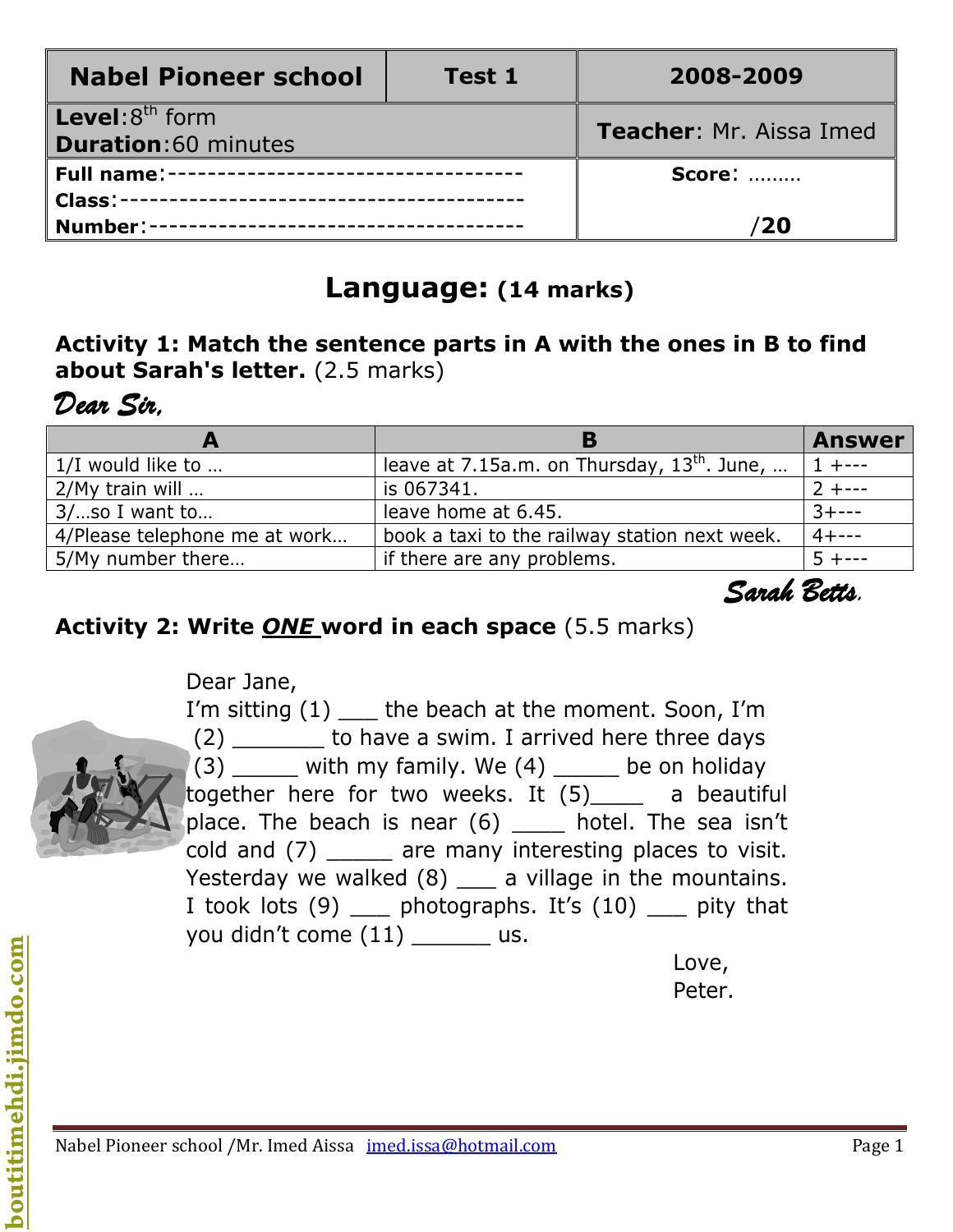| Nabel Pioneer school | Test 1 | 2008-2009 |
|---|---|---|
| **Level**: 8th form<br>**Duration**: 60 minutes | | **Teacher**: Mr. Aissa Imed |
| **Full name**:------------------------------------<br>**Class**:-----------------------------------------<br>**Number**:-------------------------------------- | | **Score**: ………<br>/**20** |

# Language: (14 marks)

**Activity 1: Match the sentence parts in A with the ones in B to find about Sarah's letter.** (2.5 marks)

***Dear Sir,***

| A | B | Answer |
|---|---|---|
| 1/I would like to … | leave at 7.15a.m. on Thursday, 13th. June, … | 1 +--- |
| 2/My train will … | is 067341. | 2 +--- |
| 3/…so I want to… | leave home at 6.45. | 3+--- |
| 4/Please telephone me at work… | book a taxi to the railway station next week. | 4+--- |
| 5/My number there… | if there are any problems. | 5 +--- |

***Sarah Betts.***

**Activity 2: Write *ONE* word in each space** (5.5 marks)

Dear Jane,
I'm sitting (1) ___ the beach at the moment. Soon, I'm (2) _______ to have a swim. I arrived here three days (3) _____ with my family. We (4) _____ be on holiday together here for two weeks. It (5)____ a beautiful place. The beach is near (6) ____ hotel. The sea isn't cold and (7) _____ are many interesting places to visit. Yesterday we walked (8) ___ a village in the mountains. I took lots (9) ___ photographs. It's (10) ___ pity that you didn't come (11) ______ us.

Love,
Peter.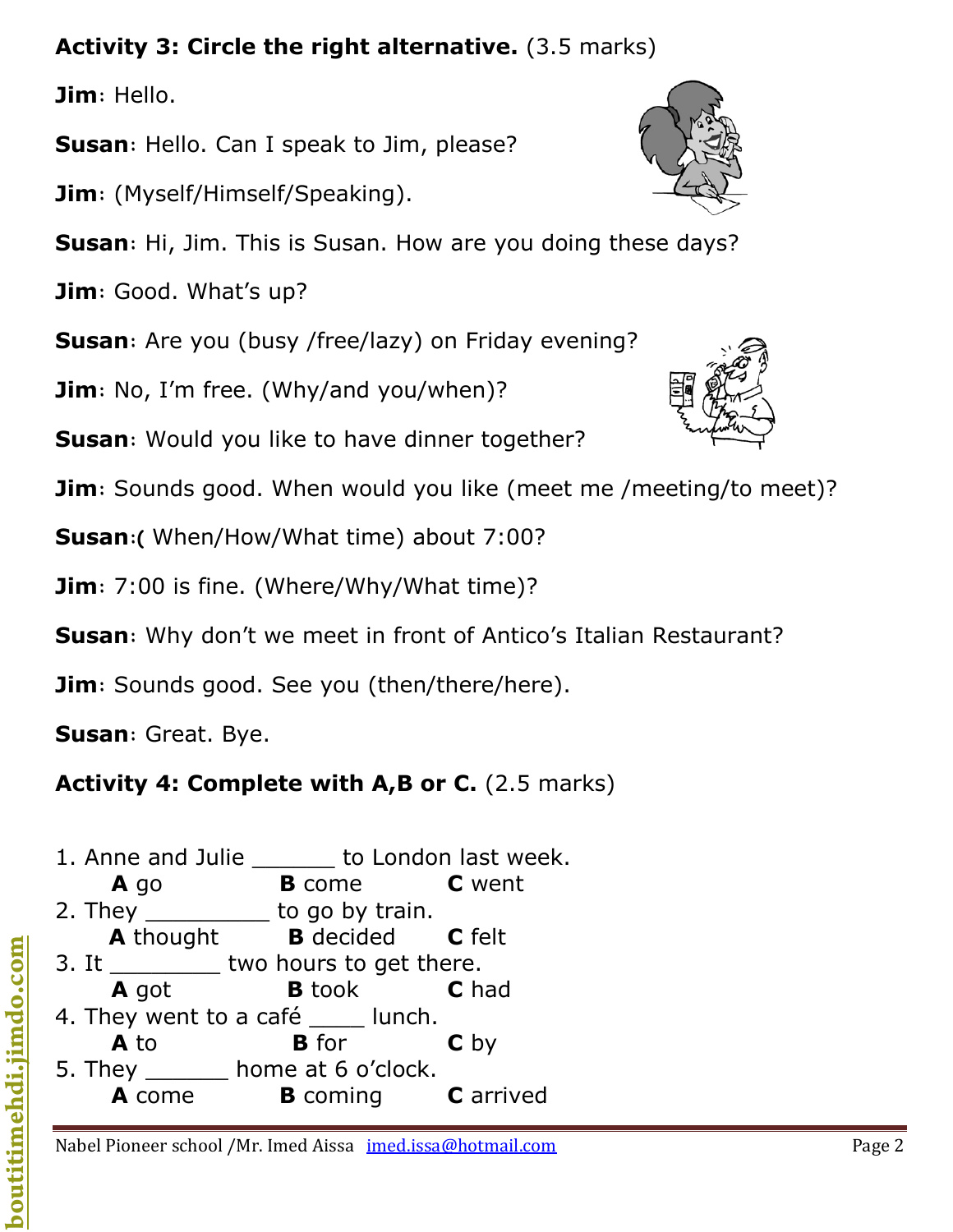**Activity 3: Circle the right alternative.** (3.5 marks)

**Jim**: Hello.

**Susan**: Hello. Can I speak to Jim, please?

**Jim**: (Myself/Himself/Speaking).

**Susan**: Hi, Jim. This is Susan. How are you doing these days?

**Jim**: Good. What's up?

**Susan**: Are you (busy /free/lazy) on Friday evening?

**Jim**: No, I'm free. (Why/and you/when)?

**Susan**: Would you like to have dinner together?

**Jim**: Sounds good. When would you like (meet me /meeting/to meet)?

**Susan**:( When/How/What time) about 7:00?

**Jim**: 7:00 is fine. (Where/Why/What time)?

**Susan**: Why don't we meet in front of Antico's Italian Restaurant?

**Jim**: Sounds good. See you (then/there/here).

**Susan**: Great. Bye.

**Activity 4: Complete with A,B or C.** (2.5 marks)

1. Anne and Julie _______ to London last week.
   **A** go **B** come **C** went
2. They __________ to go by train.
   **A** thought **B** decided **C** felt
3. It _________ two hours to get there.
   **A** got **B** took **C** had
4. They went to a café _____ lunch.
   **A** to **B** for **C** by
5. They _______ home at 6 o'clock.
   **A** come **B** coming **C** arrived

Nabel Pioneer school /Mr. Imed Aissa imed.issa@hotmail.com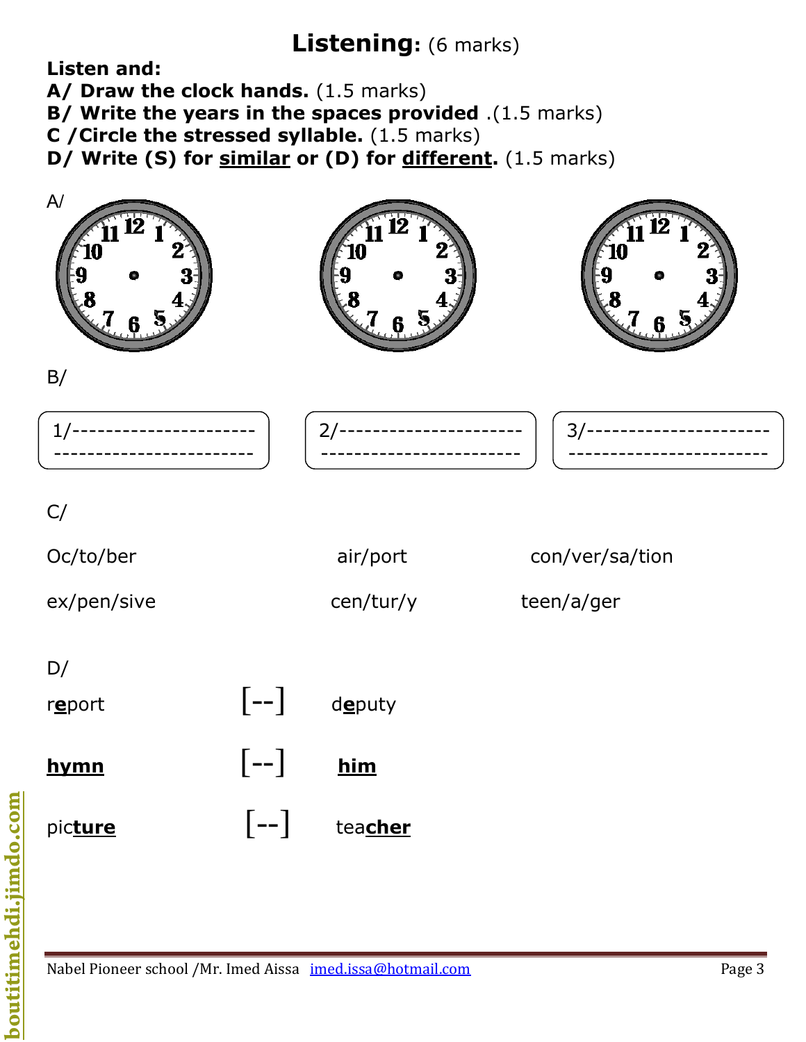# Listening: (6 marks)

**Listen and:**

**A/ Draw the clock hands.** (1.5 marks)

**B/ Write the years in the spaces provided** .(1.5 marks)

**C /Circle the stressed syllable.** (1.5 marks)

**D/ Write (S) for <u>similar</u> or (D) for <u>different</u>.** (1.5 marks)

A/

B/

1/----------------------
------------------------

2/----------------------
------------------------

3/----------------------
------------------------

C/

Oc/to/ber    air/port    con/ver/sa/tion

ex/pen/sive    cen/tur/y    teen/a/ger

D/

| | | |
|---|---|---|
| r**<u>e</u>**port | [--] | d**<u>e</u>**puty |
| **<u>hymn</u>** | [--] | **<u>him</u>** |
| pic**<u>ture</u>** | [--] | tea**<u>cher</u>** |

Nabel Pioneer school /Mr. Imed Aissa imed.issa@hotmail.com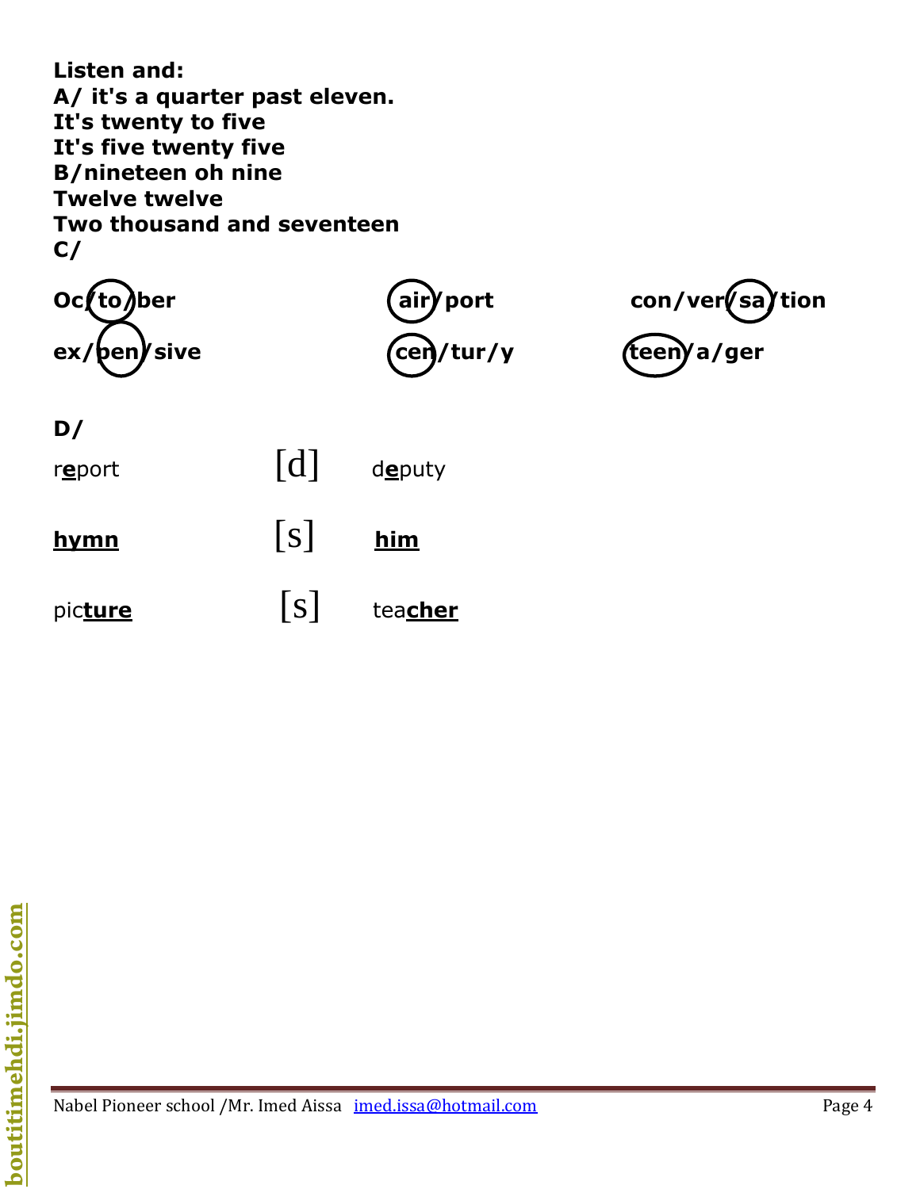**Listen and:**

**A/ it's a quarter past eleven.**

**It's twenty to five**

**It's five twenty five**

**B/nineteen oh nine**

**Twelve twelve**

**Two thousand and seventeen**

**C/**

| | | |
|---|---|---|
| **Oc/to/ber** | **air/port** | **con/ver/sa/tion** |
| **ex/pen/sive** | **cen/tur/y** | **teen/a/ger** |

**D/**

| | | |
|---|---|---|
| r**e**port | [d] | d**e**puty |
| **hymn** | [s] | **him** |
| pic**ture** | [s] | tea**cher** |

Nabel Pioneer school /Mr. Imed Aissa imed.issa@hotmail.com